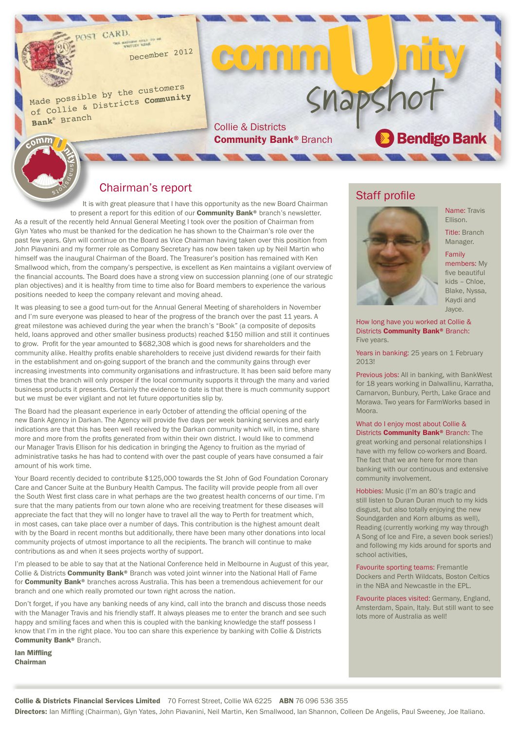POST CARD.

December 2012

Made possible by the customers of Collie & Districts **Community Bank**® Branch

# community snapshot

Collie & Districts
**Community Bank**® Branch

Bendigo Bank

## Chairman's report

It is with great pleasure that I have this opportunity as the new Board Chairman to present a report for this edition of our **Community Bank**® branch's newsletter. As a result of the recently held Annual General Meeting I took over the position of Chairman from Glyn Yates who must be thanked for the dedication he has shown to the Chairman's role over the past few years. Glyn will continue on the Board as Vice Chairman having taken over this position from John Piavanini and my former role as Company Secretary has now been taken up by Neil Martin who himself was the inaugural Chairman of the Board. The Treasurer's position has remained with Ken Smallwood which, from the company's perspective, is excellent as Ken maintains a vigilant overview of the financial accounts. The Board does have a strong view on succession planning (one of our strategic plan objectives) and it is healthy from time to time also for Board members to experience the various positions needed to keep the company relevant and moving ahead.

It was pleasing to see a good turn-out for the Annual General Meeting of shareholders in November and I'm sure everyone was pleased to hear of the progress of the branch over the past 11 years. A great milestone was achieved during the year when the branch's "Book" (a composite of deposits held, loans approved and other smaller business products) reached $150 million and still it continues to grow. Profit for the year amounted to $682,308 which is good news for shareholders and the community alike. Healthy profits enable shareholders to receive just dividend rewards for their faith in the establishment and on-going support of the branch and the community gains through ever increasing investments into community organisations and infrastructure. It has been said before many times that the branch will only prosper if the local community supports it through the many and varied business products it presents. Certainly the evidence to date is that there is much community support but we must be ever vigilant and not let future opportunities slip by.

The Board had the pleasant experience in early October of attending the official opening of the new Bank Agency in Darkan. The Agency will provide five days per week banking services and early indications are that this has been well received by the Darkan community which will, in time, share more and more from the profits generated from within their own district. I would like to commend our Manager Travis Ellison for his dedication in bringing the Agency to fruition as the myriad of administrative tasks he has had to contend with over the past couple of years have consumed a fair amount of his work time.

Your Board recently decided to contribute $125,000 towards the St John of God Foundation Coronary Care and Cancer Suite at the Bunbury Health Campus. The facility will provide people from all over the South West first class care in what perhaps are the two greatest health concerns of our time. I'm sure that the many patients from our town alone who are receiving treatment for these diseases will appreciate the fact that they will no longer have to travel all the way to Perth for treatment which, in most cases, can take place over a number of days. This contribution is the highest amount dealt with by the Board in recent months but additionally, there have been many other donations into local community projects of utmost importance to all the recipients. The branch will continue to make contributions as and when it sees projects worthy of support.

I'm pleased to be able to say that at the National Conference held in Melbourne in August of this year, Collie & Districts **Community Bank**® Branch was voted joint winner into the National Hall of Fame for **Community Bank**® branches across Australia. This has been a tremendous achievement for our branch and one which really promoted our town right across the nation.

Don't forget, if you have any banking needs of any kind, call into the branch and discuss those needs with the Manager Travis and his friendly staff. It always pleases me to enter the branch and see such happy and smiling faces and when this is coupled with the banking knowledge the staff possess I know that I'm in the right place. You too can share this experience by banking with Collie & Districts **Community Bank**® Branch.

**Ian Miffling**
**Chairman**

## Staff profile

Name: Travis Ellison.

Title: Branch Manager.

Family members: My five beautiful kids – Chloe, Blake, Nyssa, Kaydi and Jayce.

How long have you worked at Collie & Districts **Community Bank**® Branch: Five years.

Years in banking: 25 years on 1 February 2013!

Previous jobs: All in banking, with BankWest for 18 years working in Dalwallinu, Karratha, Carnarvon, Bunbury, Perth, Lake Grace and Morawa. Two years for FarmWorks based in Moora.

What do I enjoy most about Collie & Districts **Community Bank**® Branch: The great working and personal relationships I have with my fellow co-workers and Board. The fact that we are here for more than banking with our continuous and extensive community involvement.

Hobbies: Music (I'm an 80's tragic and still listen to Duran Duran much to my kids disgust, but also totally enjoying the new Soundgarden and Korn albums as well), Reading (currently working my way through A Song of Ice and Fire, a seven book series!) and following my kids around for sports and school activities,

Favourite sporting teams: Fremantle Dockers and Perth Wildcats, Boston Celtics in the NBA and Newcastle in the EPL.

Favourite places visited: Germany, England, Amsterdam, Spain, Italy. But still want to see lots more of Australia as well!

**Collie & Districts Financial Services Limited** 70 Forrest Street, Collie WA 6225 **ABN** 76 096 536 355
**Directors:** Ian Miffling (Chairman), Glyn Yates, John Piavanini, Neil Martin, Ken Smallwood, Ian Shannon, Colleen De Angelis, Paul Sweeney, Joe Italiano.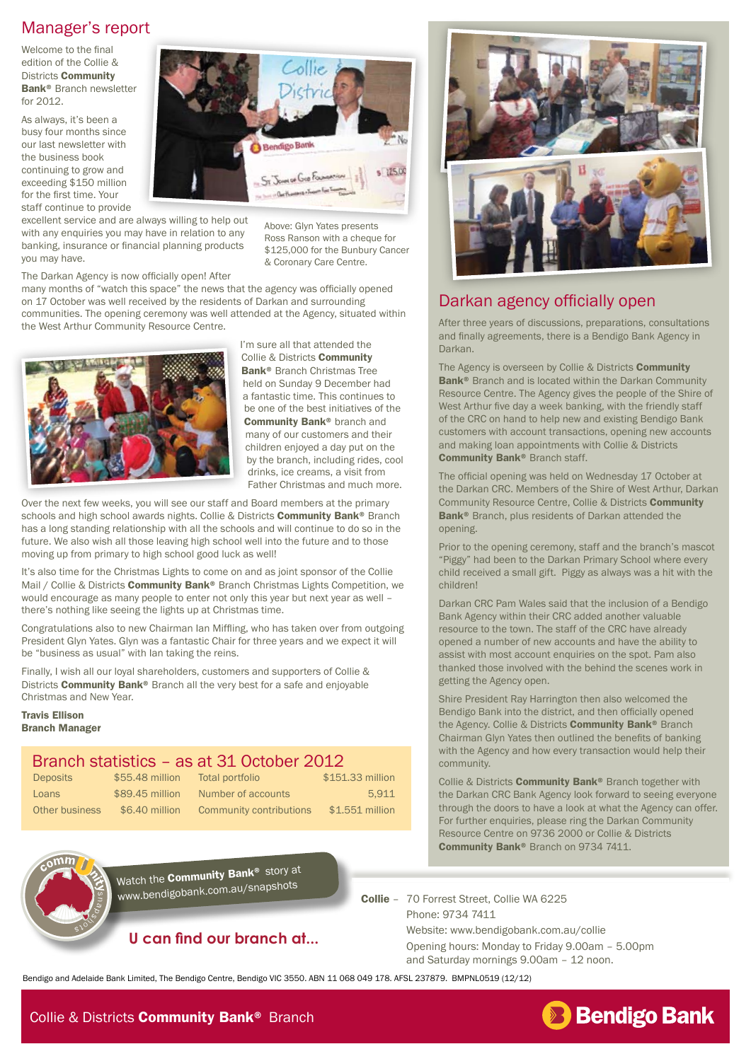## Manager's report

Welcome to the final edition of the Collie & Districts **Community Bank®** Branch newsletter for 2012.

As always, it's been a busy four months since our last newsletter with the business book continuing to grow and exceeding $150 million for the first time. Your staff continue to provide excellent service and are always willing to help out with any enquiries you may have in relation to any banking, insurance or financial planning products you may have.

Above: Glyn Yates presents Ross Ranson with a cheque for $125,000 for the Bunbury Cancer & Coronary Care Centre.

The Darkan Agency is now officially open! After many months of "watch this space" the news that the agency was officially opened on 17 October was well received by the residents of Darkan and surrounding communities. The opening ceremony was well attended at the Agency, situated within the West Arthur Community Resource Centre.

I'm sure all that attended the Collie & Districts **Community Bank®** Branch Christmas Tree held on Sunday 9 December had a fantastic time. This continues to be one of the best initiatives of the **Community Bank®** branch and many of our customers and their children enjoyed a day put on the by the branch, including rides, cool drinks, ice creams, a visit from Father Christmas and much more.

Over the next few weeks, you will see our staff and Board members at the primary schools and high school awards nights. Collie & Districts **Community Bank®** Branch has a long standing relationship with all the schools and will continue to do so in the future. We also wish all those leaving high school into the future and to those moving up from primary to high school good luck as well!

It's also time for the Christmas Lights to come on and as joint sponsor of the Collie Mail / Collie & Districts **Community Bank®** Branch Christmas Lights Competition, we would encourage as many people to enter not only this year but next year as well – there's nothing like seeing the lights up at Christmas time.

Congratulations also to new Chairman Ian Miffling, who has taken over from outgoing President Glyn Yates. Glyn was a fantastic Chair for three years and we expect it will be "business as usual" with Ian taking the reins.

Finally, I wish all our loyal shareholders, customers and supporters of Collie & Districts **Community Bank®** Branch all the very best for a safe and enjoyable Christmas and New Year.

**Travis Ellison**
**Branch Manager**

## Branch statistics – as at 31 October 2012

| | | | |
|---|---|---|---|
| Deposits | $55.48 million | Total portfolio | $151.33 million |
| Loans | $89.45 million | Number of accounts | 5,911 |
| Other business | $6.40 million | Community contributions | $1.551 million |

## Darkan agency officially open

After three years of discussions, preparations, consultations and finally agreements, there is a Bendigo Bank Agency in Darkan.

The Agency is overseen by Collie & Districts **Community Bank®** Branch and is located within the Darkan Community Resource Centre. The Agency gives the people of the Shire of West Arthur five day a week banking, with the friendly staff of the CRC on hand to help new and existing Bendigo Bank customers with account transactions, opening new accounts and making loan appointments with Collie & Districts **Community Bank®** Branch staff.

The official opening was held on Wednesday 17 October at the Darkan CRC. Members of the Shire of West Arthur, Darkan Community Resource Centre, Collie & Districts **Community Bank®** Branch, plus residents of Darkan attended the opening.

Prior to the opening ceremony, staff and the branch's mascot "Piggy" had been to the Darkan Primary School where every child received a small gift. Piggy as always was a hit with the children!

Darkan CRC Pam Wales said that the inclusion of a Bendigo Bank Agency within their CRC added another valuable resource to the town. The staff of the CRC have already opened a number of new accounts and have the ability to assist with most account enquiries on the spot. Pam also thanked those involved with the behind the scenes work in getting the Agency open.

Shire President Ray Harrington then also welcomed the Bendigo Bank into the district, and then officially opened the Agency. Collie & Districts **Community Bank®** Branch Chairman Glyn Yates then outlined the benefits of banking with the Agency and how every transaction would help their community.

Collie & Districts **Community Bank®** Branch together with the Darkan CRC Bank Agency look forward to seeing everyone through the doors to have a look at what the Agency can offer. For further enquiries, please ring the Darkan Community Resource Centre on 9736 2000 or Collie & Districts **Community Bank®** Branch on 9734 7411.

Watch the **Community Bank®** story at www.bendigobank.com.au/snapshots

**U can find our branch at...**

**Collie** – 70 Forrest Street, Collie WA 6225
Phone: 9734 7411
Website: www.bendigobank.com.au/collie
Opening hours: Monday to Friday 9.00am – 5.00pm and Saturday mornings 9.00am – 12 noon.

Bendigo and Adelaide Bank Limited, The Bendigo Centre, Bendigo VIC 3550. ABN 11 068 049 178. AFSL 237879. BMPNL0519 (12/12)

Collie & Districts **Community Bank®** Branch

Bendigo Bank